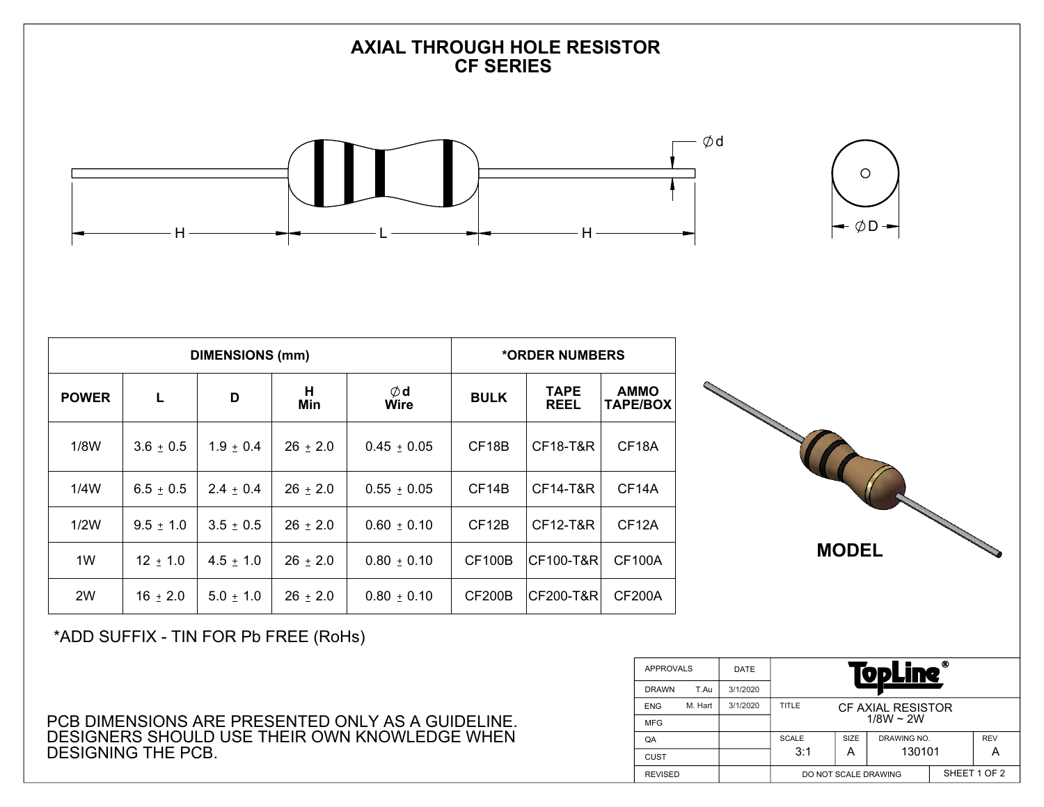# AXIAL THROUGH HOLE RESISTOR
## CF SERIES

H — L — H

∅d

∅D

| DIMENSIONS (mm) | | | | | *ORDER NUMBERS | | |
|---|---|---|---|---|---|---|---|
| POWER | L | D | H Min | ∅d Wire | BULK | TAPE REEL | AMMO TAPE/BOX |
| 1/8W | 3.6 ± 0.5 | 1.9 ± 0.4 | 26 ± 2.0 | 0.45 ± 0.05 | CF18B | CF18-T&R | CF18A |
| 1/4W | 6.5 ± 0.5 | 2.4 ± 0.4 | 26 ± 2.0 | 0.55 ± 0.05 | CF14B | CF14-T&R | CF14A |
| 1/2W | 9.5 ± 1.0 | 3.5 ± 0.5 | 26 ± 2.0 | 0.60 ± 0.10 | CF12B | CF12-T&R | CF12A |
| 1W | 12 ± 1.0 | 4.5 ± 1.0 | 26 ± 2.0 | 0.80 ± 0.10 | CF100B | CF100-T&R | CF100A |
| 2W | 16 ± 2.0 | 5.0 ± 1.0 | 26 ± 2.0 | 0.80 ± 0.10 | CF200B | CF200-T&R | CF200A |

*ADD SUFFIX - TIN FOR Pb FREE (RoHs)

**MODEL**

PCB DIMENSIONS ARE PRESENTED ONLY AS A GUIDELINE. DESIGNERS SHOULD USE THEIR OWN KNOWLEDGE WHEN DESIGNING THE PCB.

| APPROVALS | | DATE | TopLine® | | | |
|---|---|---|---|---|---|---|
| DRAWN | T.Au | 3/1/2020 | | | | |
| ENG | M. Hart | 3/1/2020 | TITLE | CF AXIAL RESISTOR 1/8W ~ 2W | | |
| MFG | | | | | | |
| QA | | | SCALE 3:1 | SIZE A | DRAWING NO. 130101 | REV A |
| CUST | | | | | | |
| REVISED | | | DO NOT SCALE DRAWING | | SHEET 1 OF 2 | |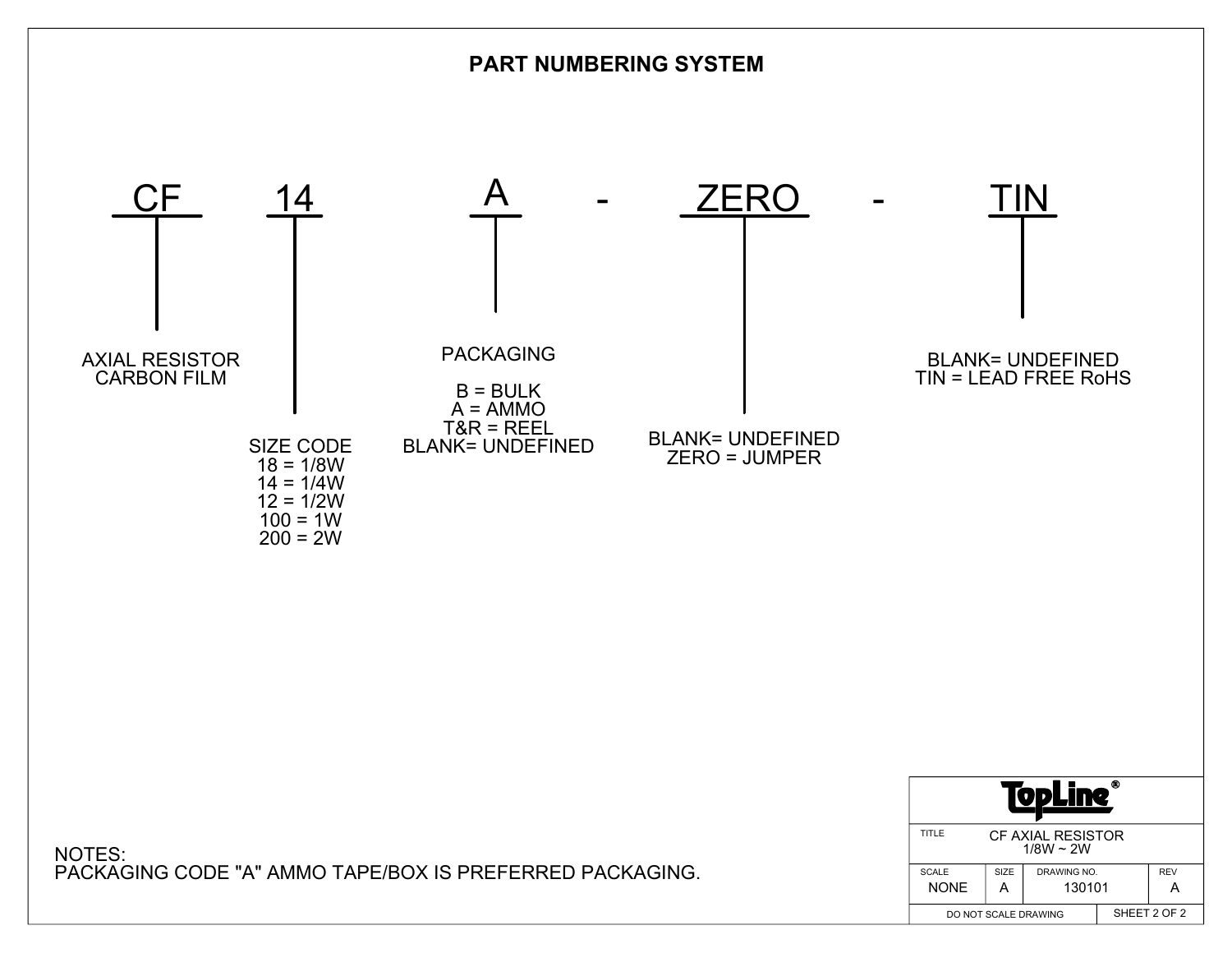# PART NUMBERING SYSTEM

**CF 14 A - ZERO - TIN**

- **CF**: AXIAL RESISTOR CARBON FILM
- **14**: SIZE CODE
  - 18 = 1/8W
  - 14 = 1/4W
  - 12 = 1/2W
  - 100 = 1W
  - 200 = 2W
- **A**: PACKAGING
  - B = BULK
  - A = AMMO
  - T&R = REEL
  - BLANK= UNDEFINED
- **ZERO**:
  - BLANK= UNDEFINED
  - ZERO = JUMPER
- **TIN**:
  - BLANK= UNDEFINED
  - TIN = LEAD FREE RoHS

NOTES:
PACKAGING CODE "A" AMMO TAPE/BOX IS PREFERRED PACKAGING.

| | | | |
|---|---|---|---|
| TopLine® | | | |
| TITLE: CF AXIAL RESISTOR 1/8W ~ 2W | | | |
| SCALE: NONE | SIZE: A | DRAWING NO.: 130101 | REV: A |
| DO NOT SCALE DRAWING | | SHEET 2 OF 2 | |